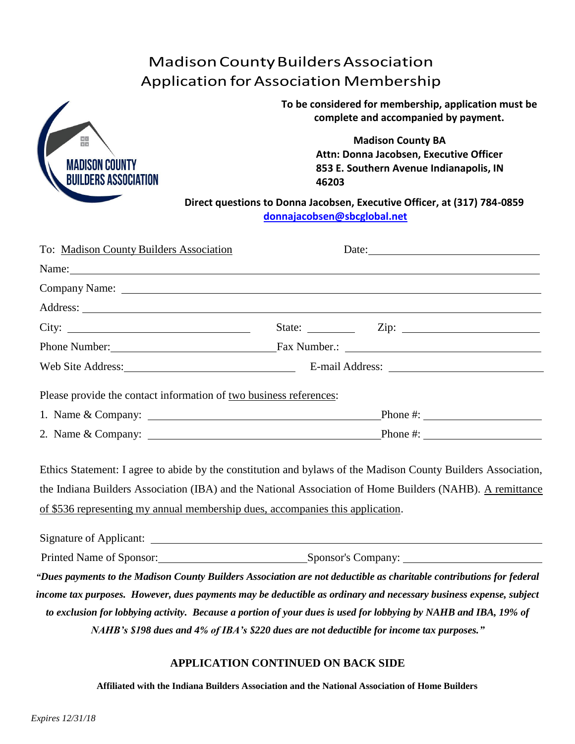# Madison County Builders Association
## Application for Association Membership

**To be considered for membership, application must be complete and accompanied by payment.**

**Madison County BA**
**Attn: Donna Jacobsen, Executive Officer**
**853 E. Southern Avenue Indianapolis, IN 46203**

**Direct questions to Donna Jacobsen, Executive Officer, at (317) 784-0859**
**donnajacobsen@sbcglobal.net**

To: Madison County Builders Association  Date: ____________________

Name: ____________________

Company Name: ____________________

Address: ____________________

City: ____________________ State: __________ Zip: ____________________

Phone Number: ____________________ Fax Number.: ____________________

Web Site Address: ____________________ E-mail Address: ____________________

Please provide the contact information of two business references:

1. Name & Company: ____________________ Phone #: ____________________
2. Name & Company: ____________________ Phone #: ____________________

Ethics Statement: I agree to abide by the constitution and bylaws of the Madison County Builders Association, the Indiana Builders Association (IBA) and the National Association of Home Builders (NAHB). A remittance of $536 representing my annual membership dues, accompanies this application.

Signature of Applicant: ____________________

Printed Name of Sponsor: ____________________ Sponsor's Company: ____________________

***"Dues payments to the Madison County Builders Association are not deductible as charitable contributions for federal income tax purposes. However, dues payments may be deductible as ordinary and necessary business expense, subject to exclusion for lobbying activity. Because a portion of your dues is used for lobbying by NAHB and IBA, 19% of NAHB's $198 dues and 4% of IBA's $220 dues are not deductible for income tax purposes."***

**APPLICATION CONTINUED ON BACK SIDE**

**Affiliated with the Indiana Builders Association and the National Association of Home Builders**

*Expires 12/31/18*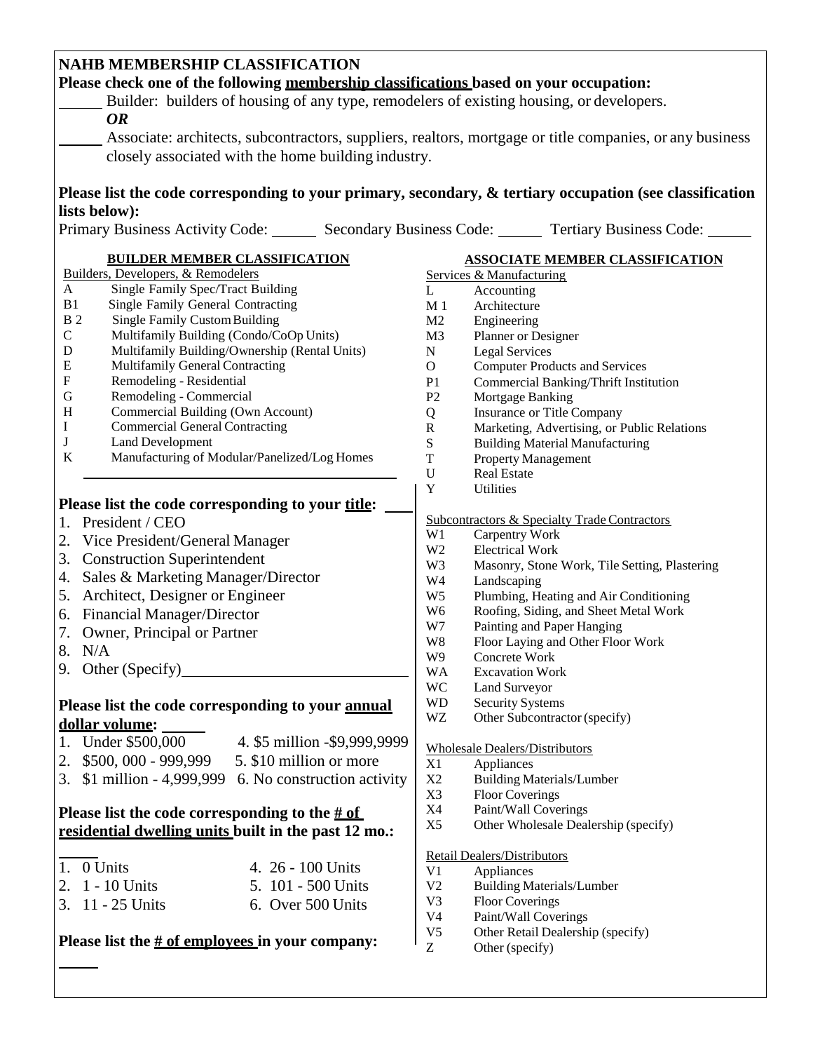## NAHB MEMBERSHIP CLASSIFICATION

**Please check one of the following membership classifications based on your occupation:**

_____ Builder: builders of housing of any type, remodelers of existing housing, or developers.

***OR***

_____ Associate: architects, subcontractors, suppliers, realtors, mortgage or title companies, or any business closely associated with the home building industry.

**Please list the code corresponding to your primary, secondary, & tertiary occupation (see classification lists below):**

Primary Business Activity Code: _____ Secondary Business Code: _____ Tertiary Business Code: _____

### BUILDER MEMBER CLASSIFICATION

Builders, Developers, & Remodelers

| | |
|---|---|
| A | Single Family Spec/Tract Building |
| B1 | Single Family General Contracting |
| B 2 | Single Family Custom Building |
| C | Multifamily Building (Condo/CoOp Units) |
| D | Multifamily Building/Ownership (Rental Units) |
| E | Multifamily General Contracting |
| F | Remodeling - Residential |
| G | Remodeling - Commercial |
| H | Commercial Building (Own Account) |
| I | Commercial General Contracting |
| J | Land Development |
| K | Manufacturing of Modular/Panelized/Log Homes |

**Please list the code corresponding to your title:** ____

1. President / CEO
2. Vice President/General Manager
3. Construction Superintendent
4. Sales & Marketing Manager/Director
5. Architect, Designer or Engineer
6. Financial Manager/Director
7. Owner, Principal or Partner
8. N/A
9. Other (Specify)____________

**Please list the code corresponding to your annual dollar volume:** _____

1. Under $500,000
2. $500, 000 - 999,999
3. $1 million - 4,999,999
4. $5 million -$9,999,9999
5. $10 million or more
6. No construction activity

**Please list the code corresponding to the # of residential dwelling units built in the past 12 mo.:**

_____

1. 0 Units
2. 1 - 10 Units
3. 11 - 25 Units
4. 26 - 100 Units
5. 101 - 500 Units
6. Over 500 Units

**Please list the # of employees in your company:**

_____

### ASSOCIATE MEMBER CLASSIFICATION

Services & Manufacturing

| | |
|---|---|
| L | Accounting |
| M 1 | Architecture |
| M2 | Engineering |
| M3 | Planner or Designer |
| N | Legal Services |
| O | Computer Products and Services |
| P1 | Commercial Banking/Thrift Institution |
| P2 | Mortgage Banking |
| Q | Insurance or Title Company |
| R | Marketing, Advertising, or Public Relations |
| S | Building Material Manufacturing |
| T | Property Management |
| U | Real Estate |
| Y | Utilities |

Subcontractors & Specialty Trade Contractors

| | |
|---|---|
| W1 | Carpentry Work |
| W2 | Electrical Work |
| W3 | Masonry, Stone Work, Tile Setting, Plastering |
| W4 | Landscaping |
| W5 | Plumbing, Heating and Air Conditioning |
| W6 | Roofing, Siding, and Sheet Metal Work |
| W7 | Painting and Paper Hanging |
| W8 | Floor Laying and Other Floor Work |
| W9 | Concrete Work |
| WA | Excavation Work |
| WC | Land Surveyor |
| WD | Security Systems |
| WZ | Other Subcontractor (specify) |

Wholesale Dealers/Distributors

| | |
|---|---|
| X1 | Appliances |
| X2 | Building Materials/Lumber |
| X3 | Floor Coverings |
| X4 | Paint/Wall Coverings |
| X5 | Other Wholesale Dealership (specify) |

Retail Dealers/Distributors

| | |
|---|---|
| V1 | Appliances |
| V2 | Building Materials/Lumber |
| V3 | Floor Coverings |
| V4 | Paint/Wall Coverings |
| V5 | Other Retail Dealership (specify) |
| Z | Other (specify) |